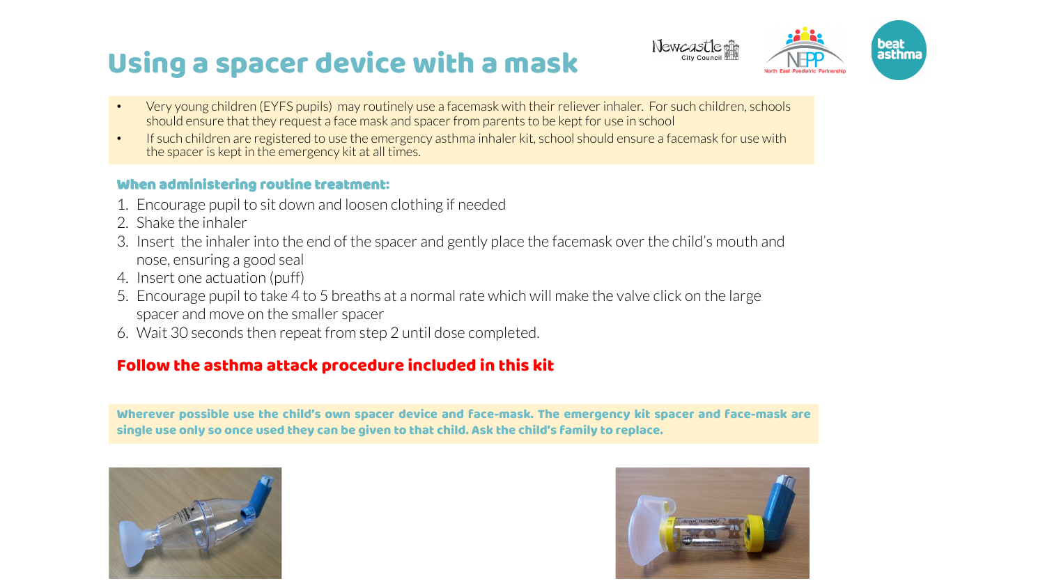# Using a spacer device with a mask

- Very young children (EYFS pupils) may routinely use a facemask with their reliever inhaler. For such children, schools should ensure that they request a face mask and spacer from parents to be kept for use in school
- If such children are registered to use the emergency asthma inhaler kit, school should ensure a facemask for use with the spacer is kept in the emergency kit at all times.

### When administering routine treatment:

1. Encourage pupil to sit down and loosen clothing if needed
2. Shake the inhaler
3. Insert the inhaler into the end of the spacer and gently place the facemask over the child's mouth and nose, ensuring a good seal
4. Insert one actuation (puff)
5. Encourage pupil to take 4 to 5 breaths at a normal rate which will make the valve click on the large spacer and move on the smaller spacer
6. Wait 30 seconds then repeat from step 2 until dose completed.

**Follow the asthma attack procedure included in this kit**

**Wherever possible use the child's own spacer device and face-mask. The emergency kit spacer and face-mask are single use only so once used they can be given to that child. Ask the child's family to replace.**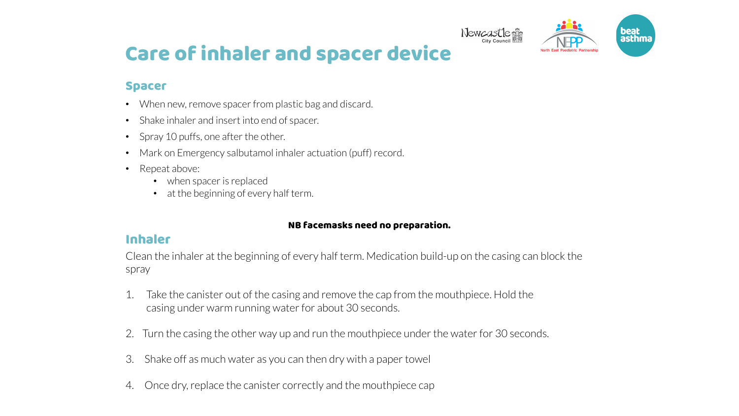# Care of inhaler and spacer device

## Spacer

- When new, remove spacer from plastic bag and discard.
- Shake inhaler and insert into end of spacer.
- Spray 10 puffs, one after the other.
- Mark on Emergency salbutamol inhaler actuation (puff) record.
- Repeat above:
  - when spacer is replaced
  - at the beginning of every half term.

**NB facemasks need no preparation.**

## Inhaler

Clean the inhaler at the beginning of every half term. Medication build-up on the casing can block the spray

1. Take the canister out of the casing and remove the cap from the mouthpiece. Hold the casing under warm running water for about 30 seconds.
2. Turn the casing the other way up and run the mouthpiece under the water for 30 seconds.
3. Shake off as much water as you can then dry with a paper towel
4. Once dry, replace the canister correctly and the mouthpiece cap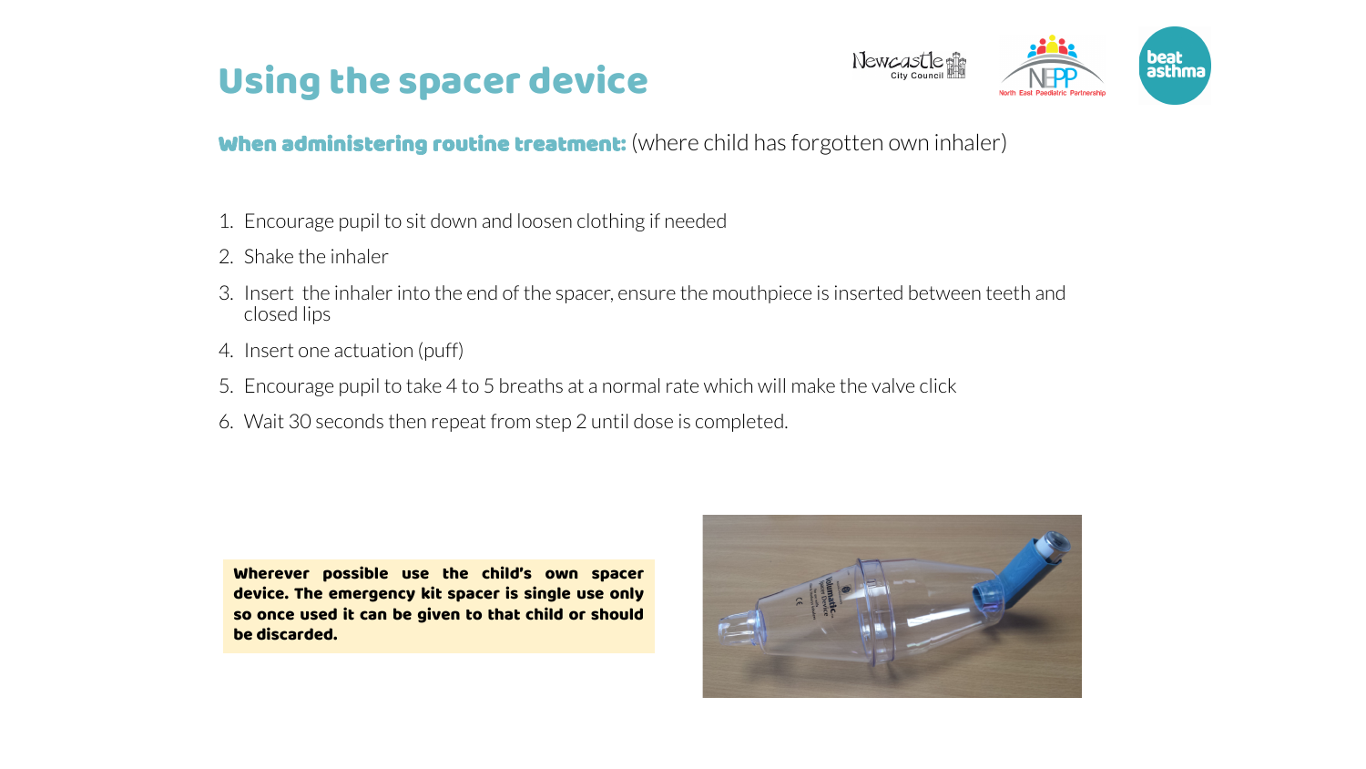# Using the spacer device

**When administering routine treatment:** (where child has forgotten own inhaler)

1. Encourage pupil to sit down and loosen clothing if needed
2. Shake the inhaler
3. Insert the inhaler into the end of the spacer, ensure the mouthpiece is inserted between teeth and closed lips
4. Insert one actuation (puff)
5. Encourage pupil to take 4 to 5 breaths at a normal rate which will make the valve click
6. Wait 30 seconds then repeat from step 2 until dose is completed.

**Wherever possible use the child's own spacer device. The emergency kit spacer is single use only so once used it can be given to that child or should be discarded.**